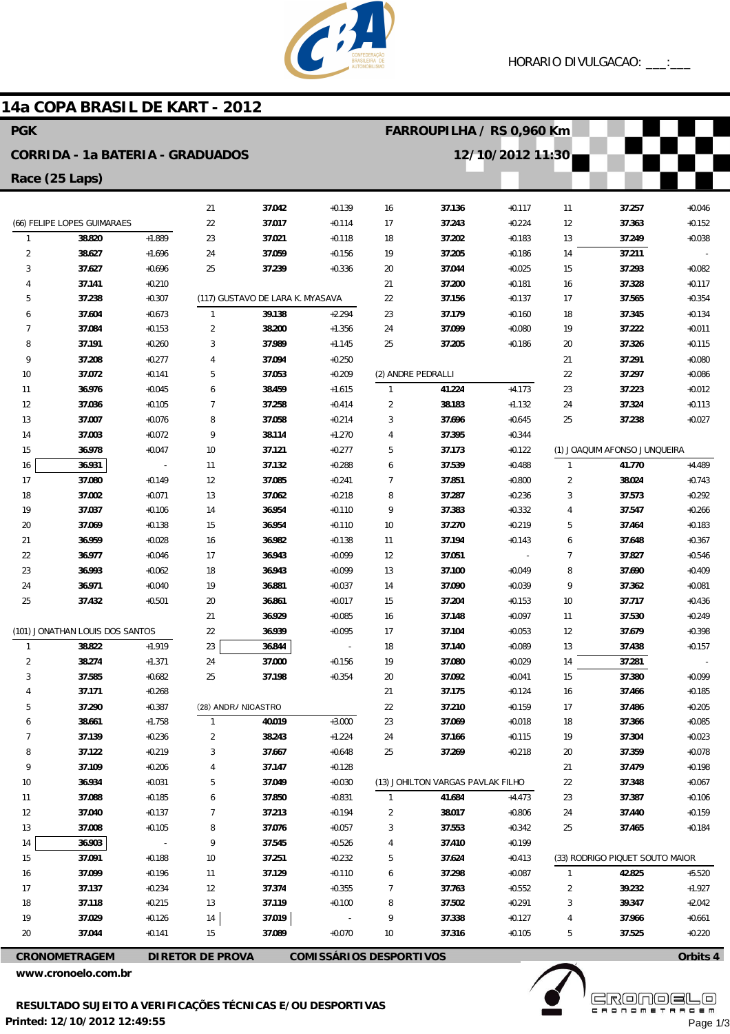HORARIO DIVULGACAO: ___:___

# 14a COPA BRASIL DE KART - 2012

## PGK

**FARROUPILHA / RS 0,960 Km**

**CORRIDA - 1a BATERIA - GRADUADOS**

**12/10/2012 11:30**

**Race (25 Laps)**

### (66) FELIPE LOPES GUIMARAES

| Lap | Time | Diff |
|---|---|---|
| 1 | 38.820 | +1.889 |
| 2 | 38.627 | +1.696 |
| 3 | 37.627 | +0.696 |
| 4 | 37.141 | +0.210 |
| 5 | 37.238 | +0.307 |
| 6 | 37.604 | +0.673 |
| 7 | 37.084 | +0.153 |
| 8 | 37.191 | +0.260 |
| 9 | 37.208 | +0.277 |
| 10 | 37.072 | +0.141 |
| 11 | 36.976 | +0.045 |
| 12 | 37.036 | +0.105 |
| 13 | 37.007 | +0.076 |
| 14 | 37.003 | +0.072 |
| 15 | 36.978 | +0.047 |
| 16 | 36.931 | - |
| 17 | 37.080 | +0.149 |
| 18 | 37.002 | +0.071 |
| 19 | 37.037 | +0.106 |
| 20 | 37.069 | +0.138 |
| 21 | 36.959 | +0.028 |
| 22 | 36.977 | +0.046 |
| 23 | 36.993 | +0.062 |
| 24 | 36.971 | +0.040 |
| 25 | 37.432 | +0.501 |

### (101) JONATHAN LOUIS DOS SANTOS

| Lap | Time | Diff |
|---|---|---|
| 1 | 38.822 | +1.919 |
| 2 | 38.274 | +1.371 |
| 3 | 37.585 | +0.682 |
| 4 | 37.171 | +0.268 |
| 5 | 37.290 | +0.387 |
| 6 | 38.661 | +1.758 |
| 7 | 37.139 | +0.236 |
| 8 | 37.122 | +0.219 |
| 9 | 37.109 | +0.206 |
| 10 | 36.934 | +0.031 |
| 11 | 37.088 | +0.185 |
| 12 | 37.040 | +0.137 |
| 13 | 37.008 | +0.105 |
| 14 | 36.903 | - |
| 15 | 37.091 | +0.188 |
| 16 | 37.099 | +0.196 |
| 17 | 37.137 | +0.234 |
| 18 | 37.118 | +0.215 |
| 19 | 37.029 | +0.126 |
| 20 | 37.044 | +0.141 |
| 21 | 37.042 | +0.139 |
| 22 | 37.017 | +0.114 |
| 23 | 37.021 | +0.118 |
| 24 | 37.059 | +0.156 |
| 25 | 37.239 | +0.336 |

### (117) GUSTAVO DE LARA K. MYASAVA

| Lap | Time | Diff |
|---|---|---|
| 1 | 39.138 | +2.294 |
| 2 | 38.200 | +1.356 |
| 3 | 37.989 | +1.145 |
| 4 | 37.094 | +0.250 |
| 5 | 37.053 | +0.209 |
| 6 | 38.459 | +1.615 |
| 7 | 37.258 | +0.414 |
| 8 | 37.058 | +0.214 |
| 9 | 38.114 | +1.270 |
| 10 | 37.121 | +0.277 |
| 11 | 37.132 | +0.288 |
| 12 | 37.085 | +0.241 |
| 13 | 37.062 | +0.218 |
| 14 | 36.954 | +0.110 |
| 15 | 36.954 | +0.110 |
| 16 | 36.982 | +0.138 |
| 17 | 36.943 | +0.099 |
| 18 | 36.943 | +0.099 |
| 19 | 36.881 | +0.037 |
| 20 | 36.861 | +0.017 |
| 21 | 36.929 | +0.085 |
| 22 | 36.939 | +0.095 |
| 23 | 36.844 | - |
| 24 | 37.000 | +0.156 |
| 25 | 37.198 | +0.354 |

### (28) ANDR/ NICASTRO

| Lap | Time | Diff |
|---|---|---|
| 1 | 40.019 | +3.000 |
| 2 | 38.243 | +1.224 |
| 3 | 37.667 | +0.648 |
| 4 | 37.147 | +0.128 |
| 5 | 37.049 | +0.030 |
| 6 | 37.850 | +0.831 |
| 7 | 37.213 | +0.194 |
| 8 | 37.076 | +0.057 |
| 9 | 37.545 | +0.526 |
| 10 | 37.251 | +0.232 |
| 11 | 37.129 | +0.110 |
| 12 | 37.374 | +0.355 |
| 13 | 37.119 | +0.100 |
| 14 | 37.019 | - |
| 15 | 37.089 | +0.070 |
| 16 | 37.136 | +0.117 |
| 17 | 37.243 | +0.224 |
| 18 | 37.202 | +0.183 |
| 19 | 37.205 | +0.186 |
| 20 | 37.044 | +0.025 |
| 21 | 37.200 | +0.181 |
| 22 | 37.156 | +0.137 |
| 23 | 37.179 | +0.160 |
| 24 | 37.099 | +0.080 |
| 25 | 37.205 | +0.186 |

### (2) ANDRE PEDRALLI

| Lap | Time | Diff |
|---|---|---|
| 1 | 41.224 | +4.173 |
| 2 | 38.183 | +1.132 |
| 3 | 37.696 | +0.645 |
| 4 | 37.395 | +0.344 |
| 5 | 37.173 | +0.122 |
| 6 | 37.539 | +0.488 |
| 7 | 37.851 | +0.800 |
| 8 | 37.287 | +0.236 |
| 9 | 37.383 | +0.332 |
| 10 | 37.270 | +0.219 |
| 11 | 37.194 | +0.143 |
| 12 | 37.051 | - |
| 13 | 37.100 | +0.049 |
| 14 | 37.090 | +0.039 |
| 15 | 37.204 | +0.153 |
| 16 | 37.148 | +0.097 |
| 17 | 37.104 | +0.053 |
| 18 | 37.140 | +0.089 |
| 19 | 37.080 | +0.029 |
| 20 | 37.092 | +0.041 |
| 21 | 37.175 | +0.124 |
| 22 | 37.210 | +0.159 |
| 23 | 37.069 | +0.018 |
| 24 | 37.166 | +0.115 |
| 25 | 37.269 | +0.218 |

### (13) JOHILTON VARGAS PAVLAK FILHO

| Lap | Time | Diff |
|---|---|---|
| 1 | 41.684 | +4.473 |
| 2 | 38.017 | +0.806 |
| 3 | 37.553 | +0.342 |
| 4 | 37.410 | +0.199 |
| 5 | 37.624 | +0.413 |
| 6 | 37.298 | +0.087 |
| 7 | 37.763 | +0.552 |
| 8 | 37.502 | +0.291 |
| 9 | 37.338 | +0.127 |
| 10 | 37.316 | +0.105 |
| 11 | 37.257 | +0.046 |
| 12 | 37.363 | +0.152 |
| 13 | 37.249 | +0.038 |
| 14 | 37.211 | - |
| 15 | 37.293 | +0.082 |
| 16 | 37.328 | +0.117 |
| 17 | 37.565 | +0.354 |
| 18 | 37.345 | +0.134 |
| 19 | 37.222 | +0.011 |
| 20 | 37.326 | +0.115 |
| 21 | 37.291 | +0.080 |
| 22 | 37.297 | +0.086 |
| 23 | 37.223 | +0.012 |
| 24 | 37.324 | +0.113 |
| 25 | 37.238 | +0.027 |

### (1) JOAQUIM AFONSO JUNQUEIRA

| Lap | Time | Diff |
|---|---|---|
| 1 | 41.770 | +4.489 |
| 2 | 38.024 | +0.743 |
| 3 | 37.573 | +0.292 |
| 4 | 37.547 | +0.266 |
| 5 | 37.464 | +0.183 |
| 6 | 37.648 | +0.367 |
| 7 | 37.827 | +0.546 |
| 8 | 37.690 | +0.409 |
| 9 | 37.362 | +0.081 |
| 10 | 37.717 | +0.436 |
| 11 | 37.530 | +0.249 |
| 12 | 37.679 | +0.398 |
| 13 | 37.438 | +0.157 |
| 14 | 37.281 | - |
| 15 | 37.380 | +0.099 |
| 16 | 37.466 | +0.185 |
| 17 | 37.486 | +0.205 |
| 18 | 37.366 | +0.085 |
| 19 | 37.304 | +0.023 |
| 20 | 37.359 | +0.078 |
| 21 | 37.479 | +0.198 |
| 22 | 37.348 | +0.067 |
| 23 | 37.387 | +0.106 |
| 24 | 37.440 | +0.159 |
| 25 | 37.465 | +0.184 |

### (33) RODRIGO PIQUET SOUTO MAIOR

| Lap | Time | Diff |
|---|---|---|
| 1 | 42.825 | +5.520 |
| 2 | 39.232 | +1.927 |
| 3 | 39.347 | +2.042 |
| 4 | 37.966 | +0.661 |
| 5 | 37.525 | +0.220 |

**CRONOMETRAGEM** | **DIRETOR DE PROVA** | **COMISSÁRIOS DESPORTIVOS** | **Orbits 4**

**www.cronoelo.com.br**

**RESULTADO SUJEITO A VERIFICAÇÕES TÉCNICAS E/OU DESPORTIVAS**

**Printed: 12/10/2012 12:49:55**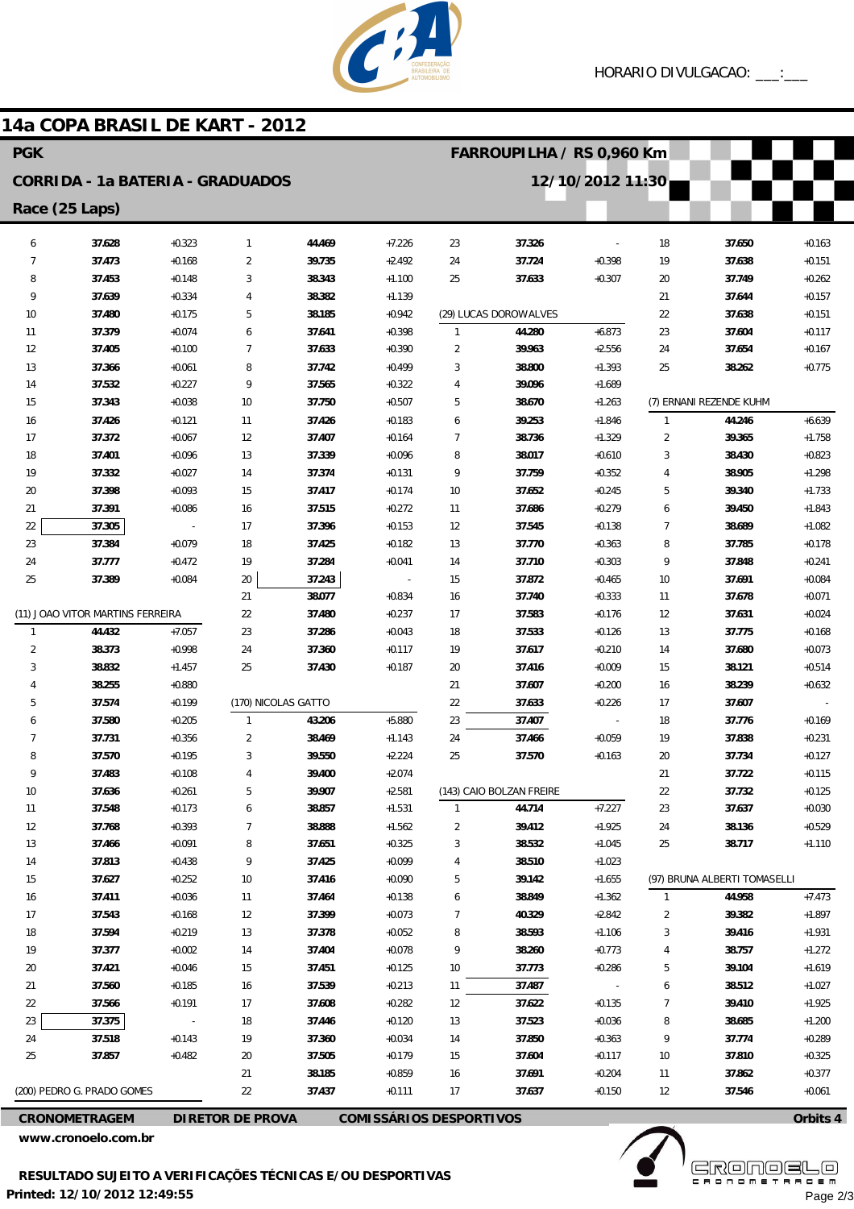HORARIO DIVULGACAO: ___:___

# 14a COPA BRASIL DE KART - 2012

**PGK** — **FARROUPILHA / RS 0,960 Km**

**CORRIDA - 1a BATERIA - GRADUADOS** — **12/10/2012 11:30**

**Race (25 Laps)**

*(continued from previous page)*

| Lap | Time | Diff |
|---|---|---|
| 6 | 37.628 | +0.323 |
| 7 | 37.473 | +0.168 |
| 8 | 37.453 | +0.148 |
| 9 | 37.639 | +0.334 |
| 10 | 37.480 | +0.175 |
| 11 | 37.379 | +0.074 |
| 12 | 37.405 | +0.100 |
| 13 | 37.366 | +0.061 |
| 14 | 37.532 | +0.227 |
| 15 | 37.343 | +0.038 |
| 16 | 37.426 | +0.121 |
| 17 | 37.372 | +0.067 |
| 18 | 37.401 | +0.096 |
| 19 | 37.332 | +0.027 |
| 20 | 37.398 | +0.093 |
| 21 | 37.391 | +0.086 |
| 22 | 37.305 | - |
| 23 | 37.384 | +0.079 |
| 24 | 37.777 | +0.472 |
| 25 | 37.389 | +0.084 |

(11) JOAO VITOR MARTINS FERREIRA

| Lap | Time | Diff |
|---|---|---|
| 1 | 44.432 | +7.057 |
| 2 | 38.373 | +0.998 |
| 3 | 38.832 | +1.457 |
| 4 | 38.255 | +0.880 |
| 5 | 37.574 | +0.199 |
| 6 | 37.580 | +0.205 |
| 7 | 37.731 | +0.356 |
| 8 | 37.570 | +0.195 |
| 9 | 37.483 | +0.108 |
| 10 | 37.636 | +0.261 |
| 11 | 37.548 | +0.173 |
| 12 | 37.768 | +0.393 |
| 13 | 37.466 | +0.091 |
| 14 | 37.813 | +0.438 |
| 15 | 37.627 | +0.252 |
| 16 | 37.411 | +0.036 |
| 17 | 37.543 | +0.168 |
| 18 | 37.594 | +0.219 |
| 19 | 37.377 | +0.002 |
| 20 | 37.421 | +0.046 |
| 21 | 37.560 | +0.185 |
| 22 | 37.566 | +0.191 |
| 23 | 37.375 | - |
| 24 | 37.518 | +0.143 |
| 25 | 37.857 | +0.482 |

(200) PEDRO G. PRADO GOMES

| Lap | Time | Diff |
|---|---|---|
| 1 | 44.469 | +7.226 |
| 2 | 39.735 | +2.492 |
| 3 | 38.343 | +1.100 |
| 4 | 38.382 | +1.139 |
| 5 | 38.185 | +0.942 |
| 6 | 37.641 | +0.398 |
| 7 | 37.633 | +0.390 |
| 8 | 37.742 | +0.499 |
| 9 | 37.565 | +0.322 |
| 10 | 37.750 | +0.507 |
| 11 | 37.426 | +0.183 |
| 12 | 37.407 | +0.164 |
| 13 | 37.339 | +0.096 |
| 14 | 37.374 | +0.131 |
| 15 | 37.417 | +0.174 |
| 16 | 37.515 | +0.272 |
| 17 | 37.396 | +0.153 |
| 18 | 37.425 | +0.182 |
| 19 | 37.284 | +0.041 |
| 20 | 37.243 | - |
| 21 | 38.077 | +0.834 |
| 22 | 37.480 | +0.237 |
| 23 | 37.286 | +0.043 |
| 24 | 37.360 | +0.117 |
| 25 | 37.430 | +0.187 |

(170) NICOLAS GATTO

| Lap | Time | Diff |
|---|---|---|
| 1 | 43.206 | +5.880 |
| 2 | 38.469 | +1.143 |
| 3 | 39.550 | +2.224 |
| 4 | 39.400 | +2.074 |
| 5 | 39.907 | +2.581 |
| 6 | 38.857 | +1.531 |
| 7 | 38.888 | +1.562 |
| 8 | 37.651 | +0.325 |
| 9 | 37.425 | +0.099 |
| 10 | 37.416 | +0.090 |
| 11 | 37.464 | +0.138 |
| 12 | 37.399 | +0.073 |
| 13 | 37.378 | +0.052 |
| 14 | 37.404 | +0.078 |
| 15 | 37.451 | +0.125 |
| 16 | 37.539 | +0.213 |
| 17 | 37.608 | +0.282 |
| 18 | 37.446 | +0.120 |
| 19 | 37.360 | +0.034 |
| 20 | 37.505 | +0.179 |
| 21 | 38.185 | +0.859 |
| 22 | 37.437 | +0.111 |
| 23 | 37.326 | - |
| 24 | 37.724 | +0.398 |
| 25 | 37.633 | +0.307 |

(29) LUCAS DOROW ALVES

| Lap | Time | Diff |
|---|---|---|
| 1 | 44.280 | +6.873 |
| 2 | 39.963 | +2.556 |
| 3 | 38.800 | +1.393 |
| 4 | 39.096 | +1.689 |
| 5 | 38.670 | +1.263 |
| 6 | 39.253 | +1.846 |
| 7 | 38.736 | +1.329 |
| 8 | 38.017 | +0.610 |
| 9 | 37.759 | +0.352 |
| 10 | 37.652 | +0.245 |
| 11 | 37.686 | +0.279 |
| 12 | 37.545 | +0.138 |
| 13 | 37.770 | +0.363 |
| 14 | 37.710 | +0.303 |
| 15 | 37.872 | +0.465 |
| 16 | 37.740 | +0.333 |
| 17 | 37.583 | +0.176 |
| 18 | 37.533 | +0.126 |
| 19 | 37.617 | +0.210 |
| 20 | 37.416 | +0.009 |
| 21 | 37.607 | +0.200 |
| 22 | 37.633 | +0.226 |
| 23 | 37.407 | - |
| 24 | 37.466 | +0.059 |
| 25 | 37.570 | +0.163 |

(143) CAIO BOLZAN FREIRE

| Lap | Time | Diff |
|---|---|---|
| 1 | 44.714 | +7.227 |
| 2 | 39.412 | +1.925 |
| 3 | 38.532 | +1.045 |
| 4 | 38.510 | +1.023 |
| 5 | 39.142 | +1.655 |
| 6 | 38.849 | +1.362 |
| 7 | 40.329 | +2.842 |
| 8 | 38.593 | +1.106 |
| 9 | 38.260 | +0.773 |
| 10 | 37.773 | +0.286 |
| 11 | 37.487 | - |
| 12 | 37.622 | +0.135 |
| 13 | 37.523 | +0.036 |
| 14 | 37.850 | +0.363 |
| 15 | 37.604 | +0.117 |
| 16 | 37.691 | +0.204 |
| 17 | 37.637 | +0.150 |
| 18 | 37.650 | +0.163 |
| 19 | 37.638 | +0.151 |
| 20 | 37.749 | +0.262 |
| 21 | 37.644 | +0.157 |
| 22 | 37.638 | +0.151 |
| 23 | 37.604 | +0.117 |
| 24 | 37.654 | +0.167 |
| 25 | 38.262 | +0.775 |

(7) ERNANI REZENDE KUHM

| Lap | Time | Diff |
|---|---|---|
| 1 | 44.246 | +6.639 |
| 2 | 39.365 | +1.758 |
| 3 | 38.430 | +0.823 |
| 4 | 38.905 | +1.298 |
| 5 | 39.340 | +1.733 |
| 6 | 39.450 | +1.843 |
| 7 | 38.689 | +1.082 |
| 8 | 37.785 | +0.178 |
| 9 | 37.848 | +0.241 |
| 10 | 37.691 | +0.084 |
| 11 | 37.678 | +0.071 |
| 12 | 37.631 | +0.024 |
| 13 | 37.775 | +0.168 |
| 14 | 37.680 | +0.073 |
| 15 | 38.121 | +0.514 |
| 16 | 38.239 | +0.632 |
| 17 | 37.607 | - |
| 18 | 37.776 | +0.169 |
| 19 | 37.838 | +0.231 |
| 20 | 37.734 | +0.127 |
| 21 | 37.722 | +0.115 |
| 22 | 37.732 | +0.125 |
| 23 | 37.637 | +0.030 |
| 24 | 38.136 | +0.529 |
| 25 | 38.717 | +1.110 |

(97) BRUNA ALBERTI TOMASELLI

| Lap | Time | Diff |
|---|---|---|
| 1 | 44.958 | +7.473 |
| 2 | 39.382 | +1.897 |
| 3 | 39.416 | +1.931 |
| 4 | 38.757 | +1.272 |
| 5 | 39.104 | +1.619 |
| 6 | 38.512 | +1.027 |
| 7 | 39.410 | +1.925 |
| 8 | 38.685 | +1.200 |
| 9 | 37.774 | +0.289 |
| 10 | 37.810 | +0.325 |
| 11 | 37.862 | +0.377 |
| 12 | 37.546 | +0.061 |

**CRONOMETRAGEM** | **DIRETOR DE PROVA** | **COMISSÁRIOS DESPORTIVOS** | **Orbits 4**

**www.cronoelo.com.br**

**RESULTADO SUJEITO A VERIFICAÇÕES TÉCNICAS E/OU DESPORTIVAS**

**Printed: 12/10/2012 12:49:55**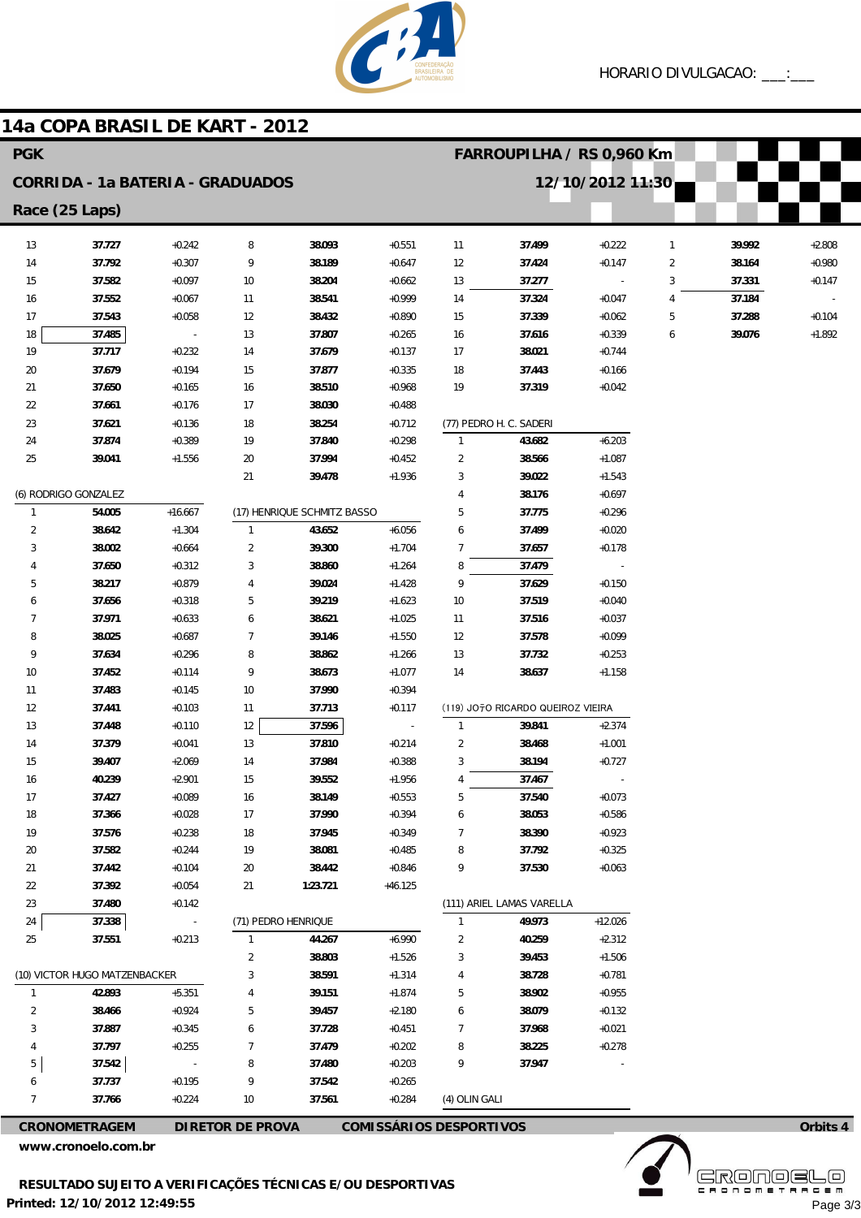# 14a COPA BRASIL DE KART - 2012

**PGK** — **FARROUPILHA / RS 0,960 Km**

**CORRIDA - 1a BATERIA - GRADUADOS** — **12/10/2012 11:30**

**Race (25 Laps)**

HORARIO DIVULGACAO: ___:___

| | | |
|---|---|---|
| 13 | 37.727 | +0.242 |
| 14 | 37.792 | +0.307 |
| 15 | 37.582 | +0.097 |
| 16 | 37.552 | +0.067 |
| 17 | 37.543 | +0.058 |
| 18 | 37.485 | - |
| 19 | 37.717 | +0.232 |
| 20 | 37.679 | +0.194 |
| 21 | 37.650 | +0.165 |
| 22 | 37.661 | +0.176 |
| 23 | 37.621 | +0.136 |
| 24 | 37.874 | +0.389 |
| 25 | 39.041 | +1.556 |

(6) RODRIGO GONZALEZ

| | | |
|---|---|---|
| 1 | 54.005 | +16.667 |
| 2 | 38.642 | +1.304 |
| 3 | 38.002 | +0.664 |
| 4 | 37.650 | +0.312 |
| 5 | 38.217 | +0.879 |
| 6 | 37.656 | +0.318 |
| 7 | 37.971 | +0.633 |
| 8 | 38.025 | +0.687 |
| 9 | 37.634 | +0.296 |
| 10 | 37.452 | +0.114 |
| 11 | 37.483 | +0.145 |
| 12 | 37.441 | +0.103 |
| 13 | 37.448 | +0.110 |
| 14 | 37.379 | +0.041 |
| 15 | 39.407 | +2.069 |
| 16 | 40.239 | +2.901 |
| 17 | 37.427 | +0.089 |
| 18 | 37.366 | +0.028 |
| 19 | 37.576 | +0.238 |
| 20 | 37.582 | +0.244 |
| 21 | 37.442 | +0.104 |
| 22 | 37.392 | +0.054 |
| 23 | 37.480 | +0.142 |
| 24 | 37.338 | - |
| 25 | 37.551 | +0.213 |

(10) VICTOR HUGO MATZENBACKER

| | | |
|---|---|---|
| 1 | 42.893 | +5.351 |
| 2 | 38.466 | +0.924 |
| 3 | 37.887 | +0.345 |
| 4 | 37.797 | +0.255 |
| 5 | 37.542 | - |
| 6 | 37.737 | +0.195 |
| 7 | 37.766 | +0.224 |

| | | |
|---|---|---|
| 8 | 38.093 | +0.551 |
| 9 | 38.189 | +0.647 |
| 10 | 38.204 | +0.662 |
| 11 | 38.541 | +0.999 |
| 12 | 38.432 | +0.890 |
| 13 | 37.807 | +0.265 |
| 14 | 37.679 | +0.137 |
| 15 | 37.877 | +0.335 |
| 16 | 38.510 | +0.968 |
| 17 | 38.030 | +0.488 |
| 18 | 38.254 | +0.712 |
| 19 | 37.840 | +0.298 |
| 20 | 37.994 | +0.452 |
| 21 | 39.478 | +1.936 |

(17) HENRIQUE SCHMITZ BASSO

| | | |
|---|---|---|
| 1 | 43.652 | +6.056 |
| 2 | 39.300 | +1.704 |
| 3 | 38.860 | +1.264 |
| 4 | 39.024 | +1.428 |
| 5 | 39.219 | +1.623 |
| 6 | 38.621 | +1.025 |
| 7 | 39.146 | +1.550 |
| 8 | 38.862 | +1.266 |
| 9 | 38.673 | +1.077 |
| 10 | 37.990 | +0.394 |
| 11 | 37.713 | +0.117 |
| 12 | 37.596 | - |
| 13 | 37.810 | +0.214 |
| 14 | 37.984 | +0.388 |
| 15 | 39.552 | +1.956 |
| 16 | 38.149 | +0.553 |
| 17 | 37.990 | +0.394 |
| 18 | 37.945 | +0.349 |
| 19 | 38.081 | +0.485 |
| 20 | 38.442 | +0.846 |
| 21 | 1:23.721 | +46.125 |

(71) PEDRO HENRIQUE

| | | |
|---|---|---|
| 1 | 44.267 | +6.990 |
| 2 | 38.803 | +1.526 |
| 3 | 38.591 | +1.314 |
| 4 | 39.151 | +1.874 |
| 5 | 39.457 | +2.180 |
| 6 | 37.728 | +0.451 |
| 7 | 37.479 | +0.202 |
| 8 | 37.480 | +0.203 |
| 9 | 37.542 | +0.265 |
| 10 | 37.561 | +0.284 |

| | | |
|---|---|---|
| 11 | 37.499 | +0.222 |
| 12 | 37.424 | +0.147 |
| 13 | 37.277 | - |
| 14 | 37.324 | +0.047 |
| 15 | 37.339 | +0.062 |
| 16 | 37.616 | +0.339 |
| 17 | 38.021 | +0.744 |
| 18 | 37.443 | +0.166 |
| 19 | 37.319 | +0.042 |

(77) PEDRO H. C. SADERI

| | | |
|---|---|---|
| 1 | 43.682 | +6.203 |
| 2 | 38.566 | +1.087 |
| 3 | 39.022 | +1.543 |
| 4 | 38.176 | +0.697 |
| 5 | 37.775 | +0.296 |
| 6 | 37.499 | +0.020 |
| 7 | 37.657 | +0.178 |
| 8 | 37.479 | - |
| 9 | 37.629 | +0.150 |
| 10 | 37.519 | +0.040 |
| 11 | 37.516 | +0.037 |
| 12 | 37.578 | +0.099 |
| 13 | 37.732 | +0.253 |
| 14 | 38.637 | +1.158 |

(119) JOÃO RICARDO QUEIROZ VIEIRA

| | | |
|---|---|---|
| 1 | 39.841 | +2.374 |
| 2 | 38.468 | +1.001 |
| 3 | 38.194 | +0.727 |
| 4 | 37.467 | - |
| 5 | 37.540 | +0.073 |
| 6 | 38.053 | +0.586 |
| 7 | 38.390 | +0.923 |
| 8 | 37.792 | +0.325 |
| 9 | 37.530 | +0.063 |

(111) ARIEL LAMAS VARELLA

| | | |
|---|---|---|
| 1 | 49.973 | +12.026 |
| 2 | 40.259 | +2.312 |
| 3 | 39.453 | +1.506 |
| 4 | 38.728 | +0.781 |
| 5 | 38.902 | +0.955 |
| 6 | 38.079 | +0.132 |
| 7 | 37.968 | +0.021 |
| 8 | 38.225 | +0.278 |
| 9 | 37.947 | - |

(4) OLIN GALI

| | | |
|---|---|---|
| 1 | 39.992 | +2.808 |
| 2 | 38.164 | +0.980 |
| 3 | 37.331 | +0.147 |
| 4 | 37.184 | - |
| 5 | 37.288 | +0.104 |
| 6 | 39.076 | +1.892 |

**CRONOMETRAGEM** **DIRETOR DE PROVA** **COMISSÁRIOS DESPORTIVOS** **Orbits 4**

**www.cronoelo.com.br**

**RESULTADO SUJEITO A VERIFICAÇÕES TÉCNICAS E/OU DESPORTIVAS**

**Printed: 12/10/2012 12:49:55**